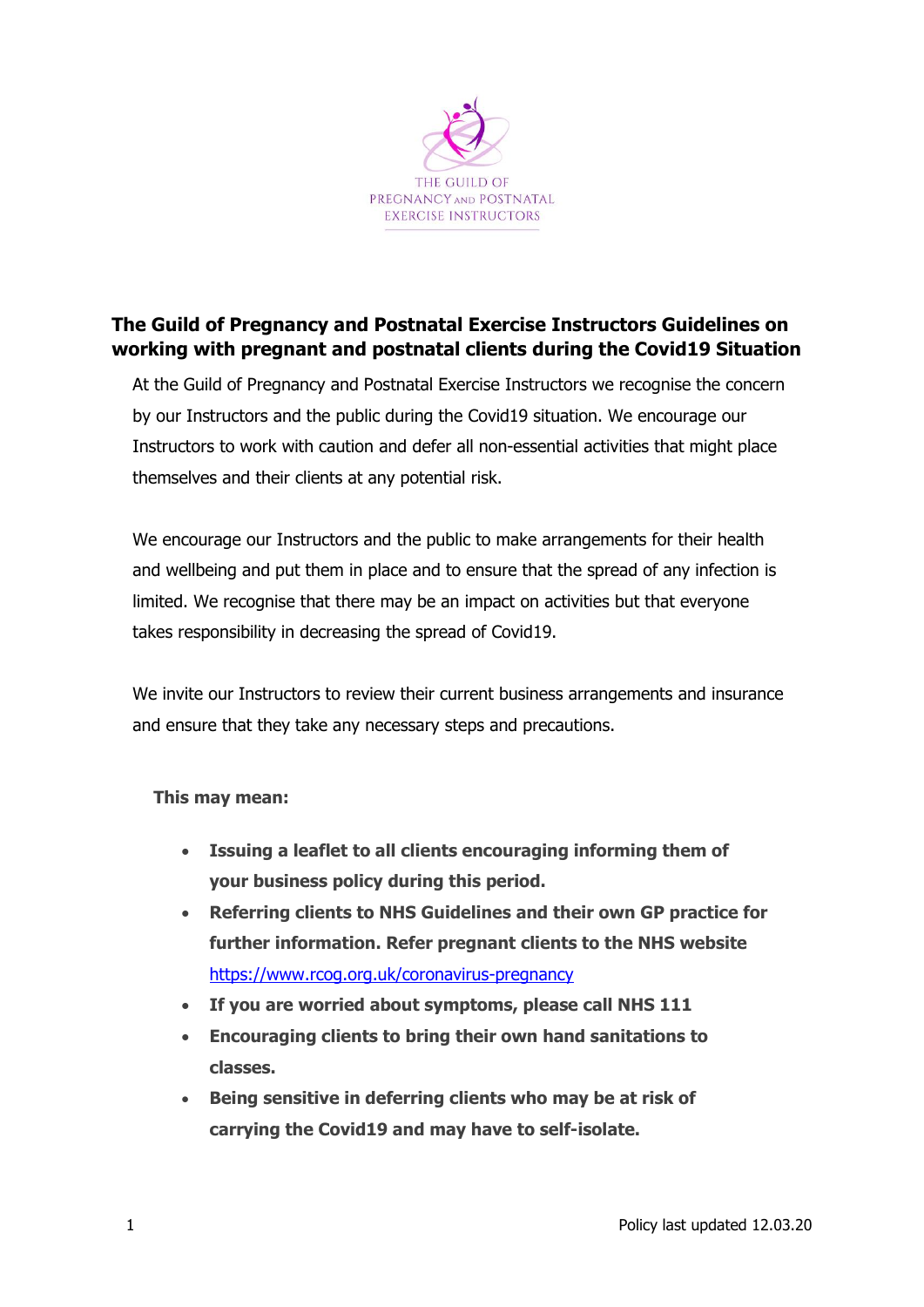THE GUILD OF PREGNANCY AND POSTNATAL EXERCISE INSTRUCTORS

## The Guild of Pregnancy and Postnatal Exercise Instructors Guidelines on working with pregnant and postnatal clients during the Covid19 Situation

At the Guild of Pregnancy and Postnatal Exercise Instructors we recognise the concern by our Instructors and the public during the Covid19 situation. We encourage our Instructors to work with caution and defer all non-essential activities that might place themselves and their clients at any potential risk.

We encourage our Instructors and the public to make arrangements for their health and wellbeing and put them in place and to ensure that the spread of any infection is limited. We recognise that there may be an impact on activities but that everyone takes responsibility in decreasing the spread of Covid19.

We invite our Instructors to review their current business arrangements and insurance and ensure that they take any necessary steps and precautions.

**This may mean:**

- **Issuing a leaflet to all clients encouraging informing them of your business policy during this period.**
- **Referring clients to NHS Guidelines and their own GP practice for further information. Refer pregnant clients to the NHS website** https://www.rcog.org.uk/coronavirus-pregnancy
- **If you are worried about symptoms, please call NHS 111**
- **Encouraging clients to bring their own hand sanitations to classes.**
- **Being sensitive in deferring clients who may be at risk of carrying the Covid19 and may have to self-isolate.**

Policy last updated 12.03.20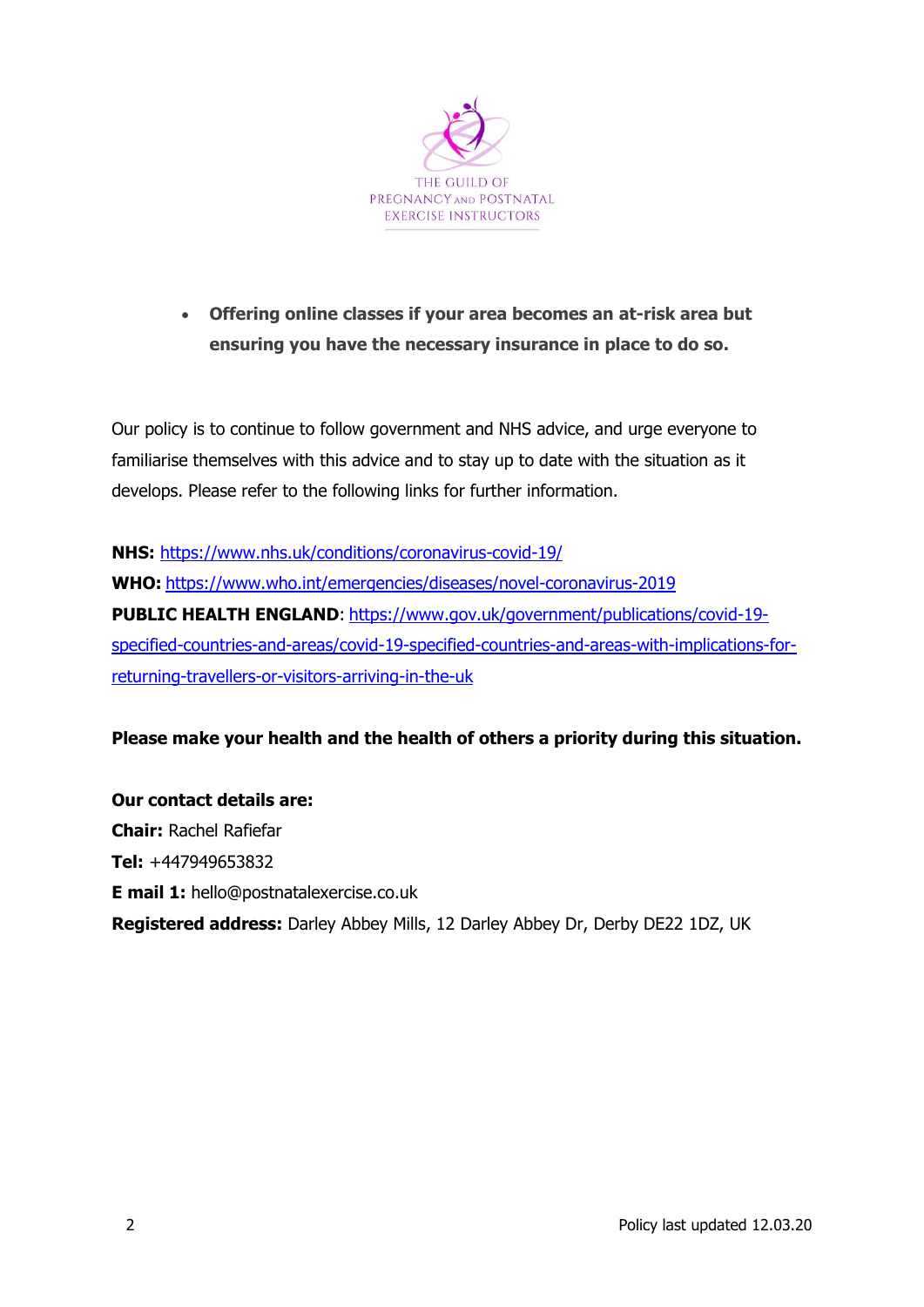- **Offering online classes if your area becomes an at-risk area but ensuring you have the necessary insurance in place to do so.**

Our policy is to continue to follow government and NHS advice, and urge everyone to familiarise themselves with this advice and to stay up to date with the situation as it develops. Please refer to the following links for further information.

**NHS:** https://www.nhs.uk/conditions/coronavirus-covid-19/
**WHO:** https://www.who.int/emergencies/diseases/novel-coronavirus-2019
**PUBLIC HEALTH ENGLAND**: https://www.gov.uk/government/publications/covid-19-specified-countries-and-areas/covid-19-specified-countries-and-areas-with-implications-for-returning-travellers-or-visitors-arriving-in-the-uk

**Please make your health and the health of others a priority during this situation.**

**Our contact details are:**
**Chair:** Rachel Rafiefar
**Tel:** +447949653832
**E mail 1:** hello@postnatalexercise.co.uk
**Registered address:** Darley Abbey Mills, 12 Darley Abbey Dr, Derby DE22 1DZ, UK

Policy last updated 12.03.20